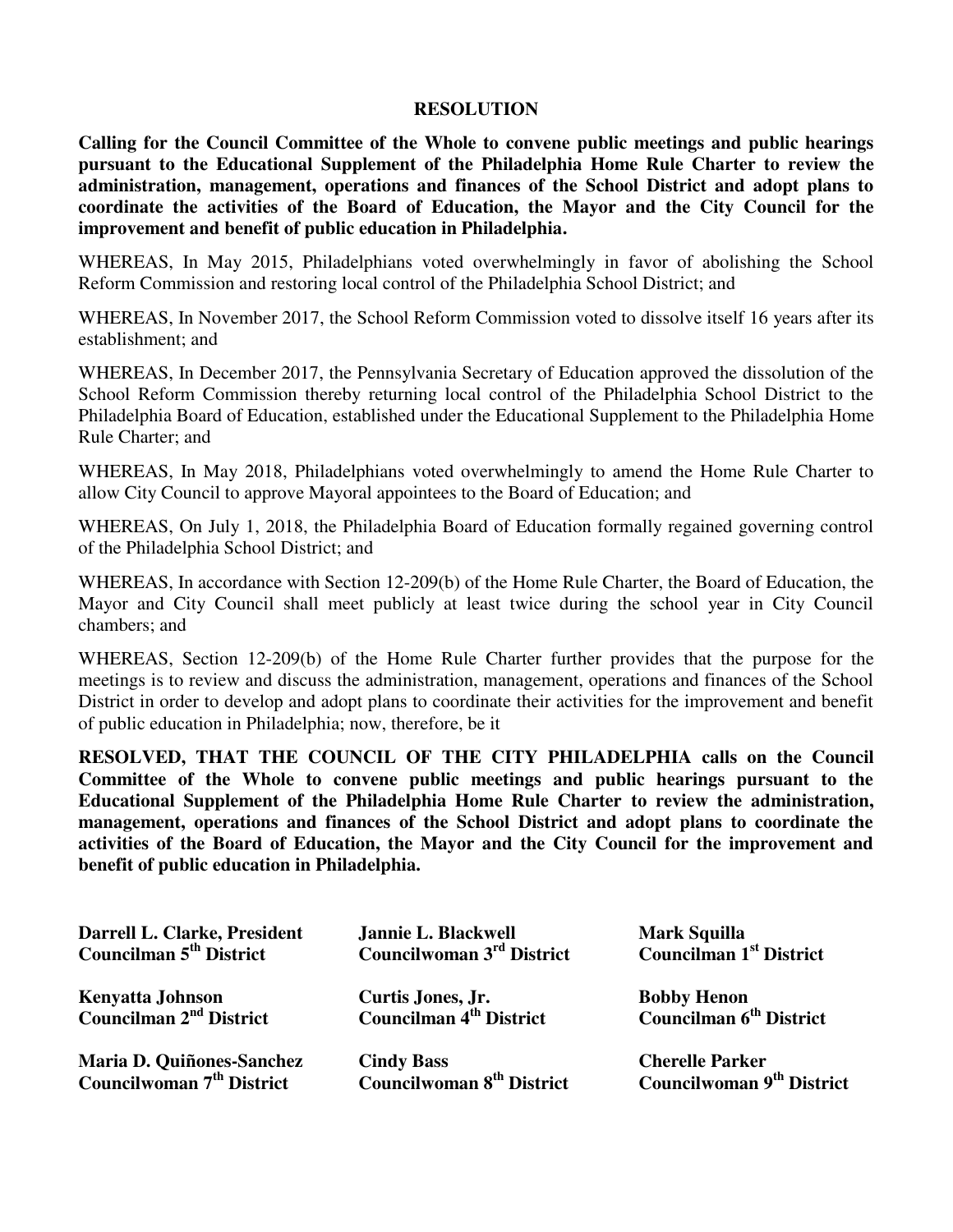# RESOLUTION

**Calling for the Council Committee of the Whole to convene public meetings and public hearings pursuant to the Educational Supplement of the Philadelphia Home Rule Charter to review the administration, management, operations and finances of the School District and adopt plans to coordinate the activities of the Board of Education, the Mayor and the City Council for the improvement and benefit of public education in Philadelphia.**

WHEREAS, In May 2015, Philadelphians voted overwhelmingly in favor of abolishing the School Reform Commission and restoring local control of the Philadelphia School District; and

WHEREAS, In November 2017, the School Reform Commission voted to dissolve itself 16 years after its establishment; and

WHEREAS, In December 2017, the Pennsylvania Secretary of Education approved the dissolution of the School Reform Commission thereby returning local control of the Philadelphia School District to the Philadelphia Board of Education, established under the Educational Supplement to the Philadelphia Home Rule Charter; and

WHEREAS, In May 2018, Philadelphians voted overwhelmingly to amend the Home Rule Charter to allow City Council to approve Mayoral appointees to the Board of Education; and

WHEREAS, On July 1, 2018, the Philadelphia Board of Education formally regained governing control of the Philadelphia School District; and

WHEREAS, In accordance with Section 12-209(b) of the Home Rule Charter, the Board of Education, the Mayor and City Council shall meet publicly at least twice during the school year in City Council chambers; and

WHEREAS, Section 12-209(b) of the Home Rule Charter further provides that the purpose for the meetings is to review and discuss the administration, management, operations and finances of the School District in order to develop and adopt plans to coordinate their activities for the improvement and benefit of public education in Philadelphia; now, therefore, be it

**RESOLVED, THAT THE COUNCIL OF THE CITY PHILADELPHIA calls on the Council Committee of the Whole to convene public meetings and public hearings pursuant to the Educational Supplement of the Philadelphia Home Rule Charter to review the administration, management, operations and finances of the School District and adopt plans to coordinate the activities of the Board of Education, the Mayor and the City Council for the improvement and benefit of public education in Philadelphia.**

**Darrell L. Clarke, President**
**Councilman 5th District**

**Jannie L. Blackwell**
**Councilwoman 3rd District**

**Mark Squilla**
**Councilman 1st District**

**Kenyatta Johnson**
**Councilman 2nd District**

**Curtis Jones, Jr.**
**Councilman 4th District**

**Bobby Henon**
**Councilman 6th District**

**Maria D. Quiñones-Sanchez**
**Councilwoman 7th District**

**Cindy Bass**
**Councilwoman 8th District**

**Cherelle Parker**
**Councilwoman 9th District**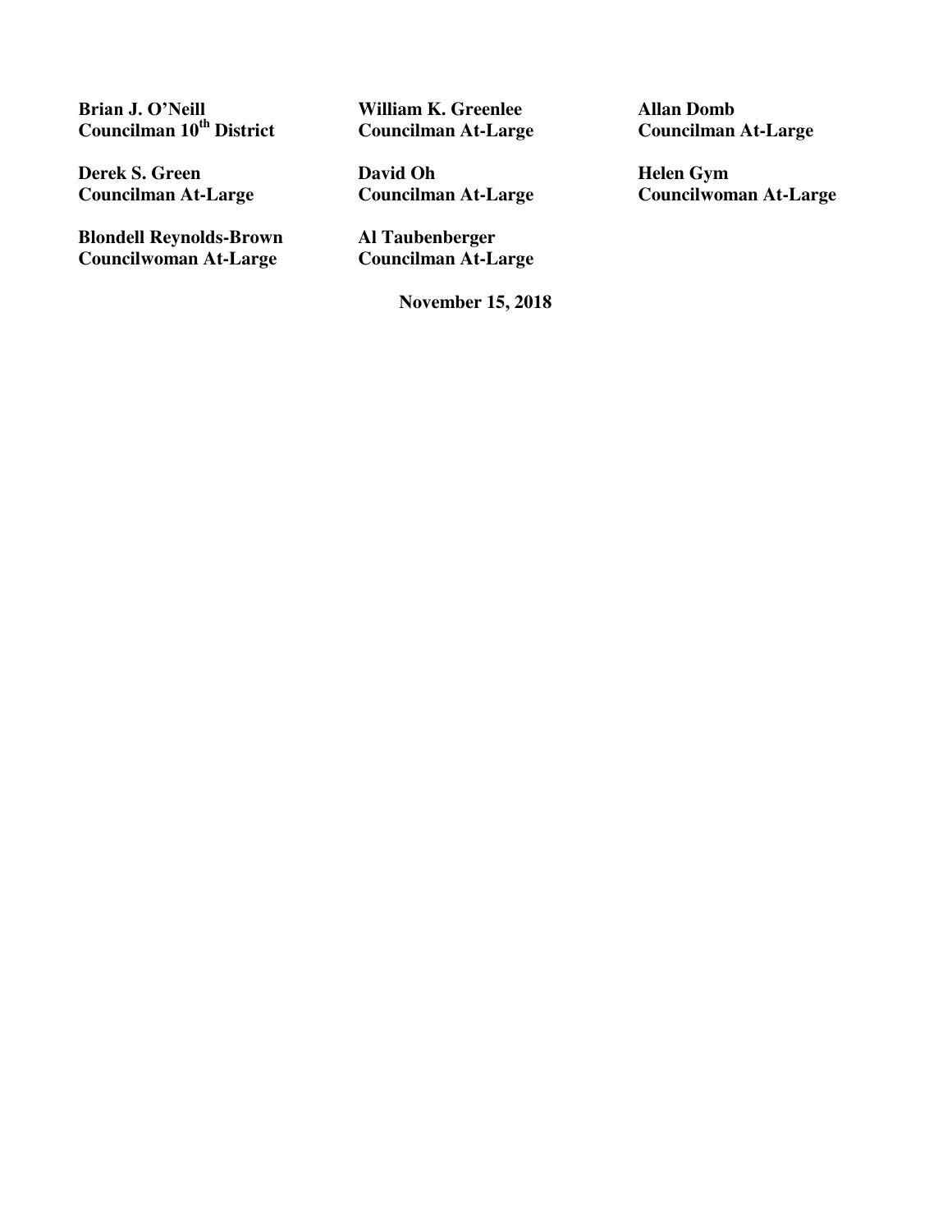**Brian J. O'Neill**
**Councilman 10th District**

**William K. Greenlee**
**Councilman At-Large**

**Allan Domb**
**Councilman At-Large**

**Derek S. Green**
**Councilman At-Large**

**David Oh**
**Councilman At-Large**

**Helen Gym**
**Councilwoman At-Large**

**Blondell Reynolds-Brown**
**Councilwoman At-Large**

**Al Taubenberger**
**Councilman At-Large**

**November 15, 2018**